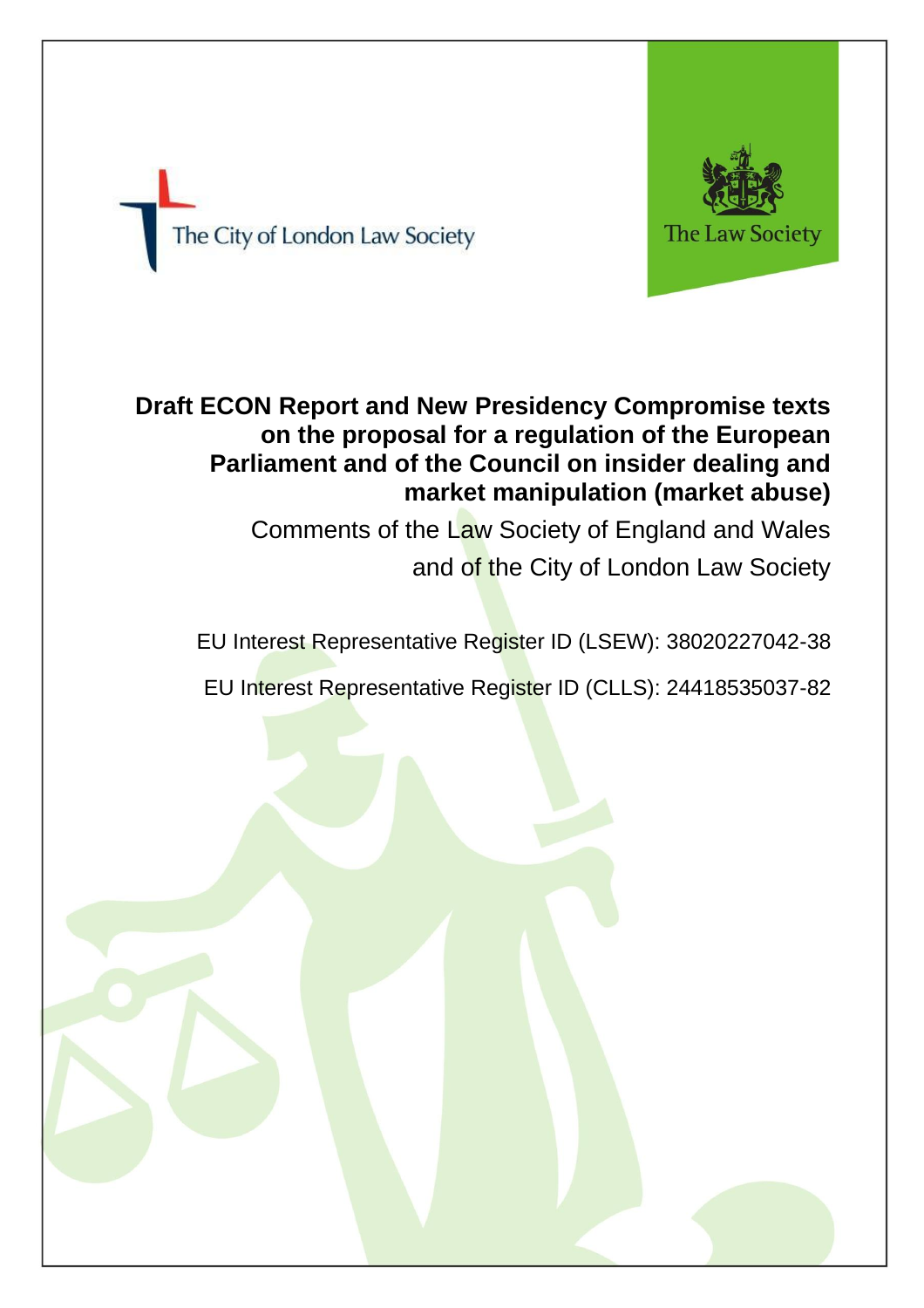The City of London Law Society

The Law Society

# Draft ECON Report and New Presidency Compromise texts on the proposal for a regulation of the European Parliament and of the Council on insider dealing and market manipulation (market abuse)

Comments of the Law Society of England and Wales and of the City of London Law Society

EU Interest Representative Register ID (LSEW): 38020227042-38

EU Interest Representative Register ID (CLLS): 24418535037-82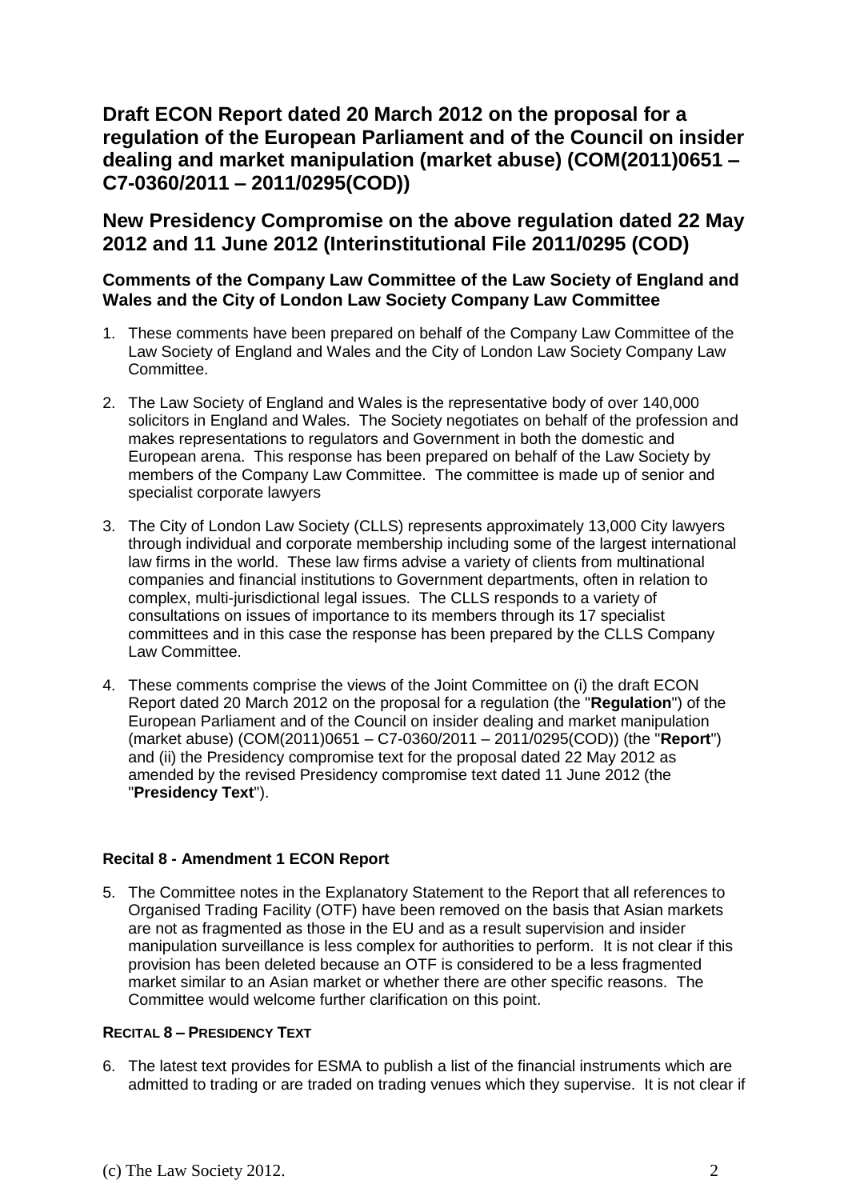# Draft ECON Report dated 20 March 2012 on the proposal for a regulation of the European Parliament and of the Council on insider dealing and market manipulation (market abuse) (COM(2011)0651 – C7-0360/2011 – 2011/0295(COD))

# New Presidency Compromise on the above regulation dated 22 May 2012 and 11 June 2012 (Interinstitutional File 2011/0295 (COD)

### Comments of the Company Law Committee of the Law Society of England and Wales and the City of London Law Society Company Law Committee

1. These comments have been prepared on behalf of the Company Law Committee of the Law Society of England and Wales and the City of London Law Society Company Law Committee.

2. The Law Society of England and Wales is the representative body of over 140,000 solicitors in England and Wales. The Society negotiates on behalf of the profession and makes representations to regulators and Government in both the domestic and European arena. This response has been prepared on behalf of the Law Society by members of the Company Law Committee. The committee is made up of senior and specialist corporate lawyers

3. The City of London Law Society (CLLS) represents approximately 13,000 City lawyers through individual and corporate membership including some of the largest international law firms in the world. These law firms advise a variety of clients from multinational companies and financial institutions to Government departments, often in relation to complex, multi-jurisdictional legal issues. The CLLS responds to a variety of consultations on issues of importance to its members through its 17 specialist committees and in this case the response has been prepared by the CLLS Company Law Committee.

4. These comments comprise the views of the Joint Committee on (i) the draft ECON Report dated 20 March 2012 on the proposal for a regulation (the "**Regulation**") of the European Parliament and of the Council on insider dealing and market manipulation (market abuse) (COM(2011)0651 – C7-0360/2011 – 2011/0295(COD)) (the "**Report**") and (ii) the Presidency compromise text for the proposal dated 22 May 2012 as amended by the revised Presidency compromise text dated 11 June 2012 (the "**Presidency Text**").

#### Recital 8 - Amendment 1 ECON Report

5. The Committee notes in the Explanatory Statement to the Report that all references to Organised Trading Facility (OTF) have been removed on the basis that Asian markets are not as fragmented as those in the EU and as a result supervision and insider manipulation surveillance is less complex for authorities to perform. It is not clear if this provision has been deleted because an OTF is considered to be a less fragmented market similar to an Asian market or whether there are other specific reasons. The Committee would welcome further clarification on this point.

#### RECITAL 8 – PRESIDENCY TEXT

6. The latest text provides for ESMA to publish a list of the financial instruments which are admitted to trading or are traded on trading venues which they supervise. It is not clear if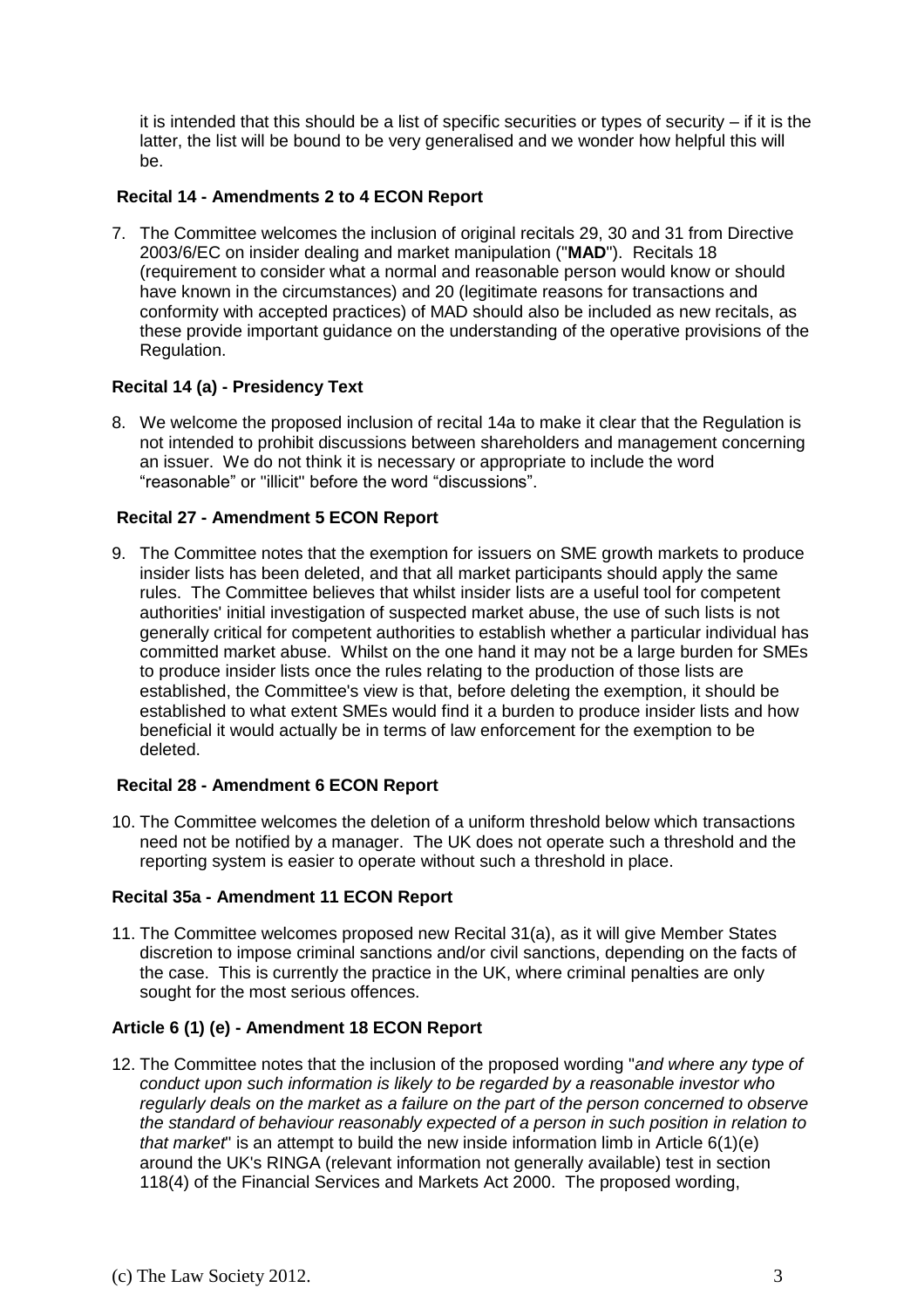it is intended that this should be a list of specific securities or types of security – if it is the latter, the list will be bound to be very generalised and we wonder how helpful this will be.

**Recital 14 - Amendments 2 to 4 ECON Report**

7. The Committee welcomes the inclusion of original recitals 29, 30 and 31 from Directive 2003/6/EC on insider dealing and market manipulation ("**MAD**"). Recitals 18 (requirement to consider what a normal and reasonable person would know or should have known in the circumstances) and 20 (legitimate reasons for transactions and conformity with accepted practices) of MAD should also be included as new recitals, as these provide important guidance on the understanding of the operative provisions of the Regulation.

**Recital 14 (a) - Presidency Text**

8. We welcome the proposed inclusion of recital 14a to make it clear that the Regulation is not intended to prohibit discussions between shareholders and management concerning an issuer. We do not think it is necessary or appropriate to include the word "reasonable" or "illicit" before the word "discussions".

**Recital 27 - Amendment 5 ECON Report**

9. The Committee notes that the exemption for issuers on SME growth markets to produce insider lists has been deleted, and that all market participants should apply the same rules. The Committee believes that whilst insider lists are a useful tool for competent authorities' initial investigation of suspected market abuse, the use of such lists is not generally critical for competent authorities to establish whether a particular individual has committed market abuse. Whilst on the one hand it may not be a large burden for SMEs to produce insider lists once the rules relating to the production of those lists are established, the Committee's view is that, before deleting the exemption, it should be established to what extent SMEs would find it a burden to produce insider lists and how beneficial it would actually be in terms of law enforcement for the exemption to be deleted.

**Recital 28 - Amendment 6 ECON Report**

10. The Committee welcomes the deletion of a uniform threshold below which transactions need not be notified by a manager. The UK does not operate such a threshold and the reporting system is easier to operate without such a threshold in place.

**Recital 35a - Amendment 11 ECON Report**

11. The Committee welcomes proposed new Recital 31(a), as it will give Member States discretion to impose criminal sanctions and/or civil sanctions, depending on the facts of the case. This is currently the practice in the UK, where criminal penalties are only sought for the most serious offences.

**Article 6 (1) (e) - Amendment 18 ECON Report**

12. The Committee notes that the inclusion of the proposed wording "*and where any type of conduct upon such information is likely to be regarded by a reasonable investor who regularly deals on the market as a failure on the part of the person concerned to observe the standard of behaviour reasonably expected of a person in such position in relation to that market*" is an attempt to build the new inside information limb in Article 6(1)(e) around the UK's RINGA (relevant information not generally available) test in section 118(4) of the Financial Services and Markets Act 2000. The proposed wording,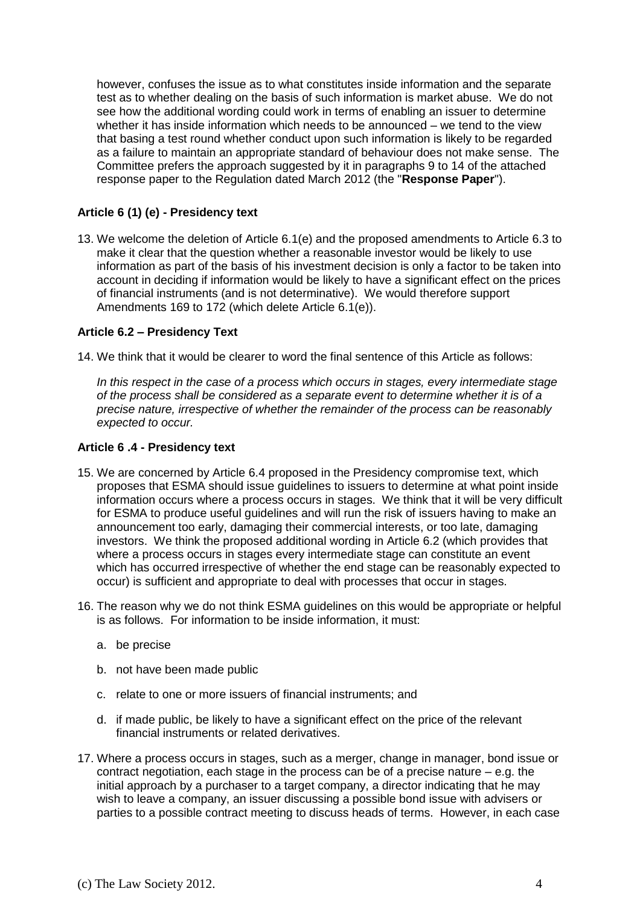however, confuses the issue as to what constitutes inside information and the separate test as to whether dealing on the basis of such information is market abuse. We do not see how the additional wording could work in terms of enabling an issuer to determine whether it has inside information which needs to be announced – we tend to the view that basing a test round whether conduct upon such information is likely to be regarded as a failure to maintain an appropriate standard of behaviour does not make sense. The Committee prefers the approach suggested by it in paragraphs 9 to 14 of the attached response paper to the Regulation dated March 2012 (the "**Response Paper**").

### Article 6 (1) (e) - Presidency text

13. We welcome the deletion of Article 6.1(e) and the proposed amendments to Article 6.3 to make it clear that the question whether a reasonable investor would be likely to use information as part of the basis of his investment decision is only a factor to be taken into account in deciding if information would be likely to have a significant effect on the prices of financial instruments (and is not determinative). We would therefore support Amendments 169 to 172 (which delete Article 6.1(e)).

### Article 6.2 – Presidency Text

14. We think that it would be clearer to word the final sentence of this Article as follows:

    *In this respect in the case of a process which occurs in stages, every intermediate stage of the process shall be considered as a separate event to determine whether it is of a precise nature, irrespective of whether the remainder of the process can be reasonably expected to occur.*

### Article 6 .4 - Presidency text

15. We are concerned by Article 6.4 proposed in the Presidency compromise text, which proposes that ESMA should issue guidelines to issuers to determine at what point inside information occurs where a process occurs in stages. We think that it will be very difficult for ESMA to produce useful guidelines and will run the risk of issuers having to make an announcement too early, damaging their commercial interests, or too late, damaging investors. We think the proposed additional wording in Article 6.2 (which provides that where a process occurs in stages every intermediate stage can constitute an event which has occurred irrespective of whether the end stage can be reasonably expected to occur) is sufficient and appropriate to deal with processes that occur in stages.

16. The reason why we do not think ESMA guidelines on this would be appropriate or helpful is as follows. For information to be inside information, it must:

    a. be precise

    b. not have been made public

    c. relate to one or more issuers of financial instruments; and

    d. if made public, be likely to have a significant effect on the price of the relevant financial instruments or related derivatives.

17. Where a process occurs in stages, such as a merger, change in manager, bond issue or contract negotiation, each stage in the process can be of a precise nature – e.g. the initial approach by a purchaser to a target company, a director indicating that he may wish to leave a company, an issuer discussing a possible bond issue with advisers or parties to a possible contract meeting to discuss heads of terms. However, in each case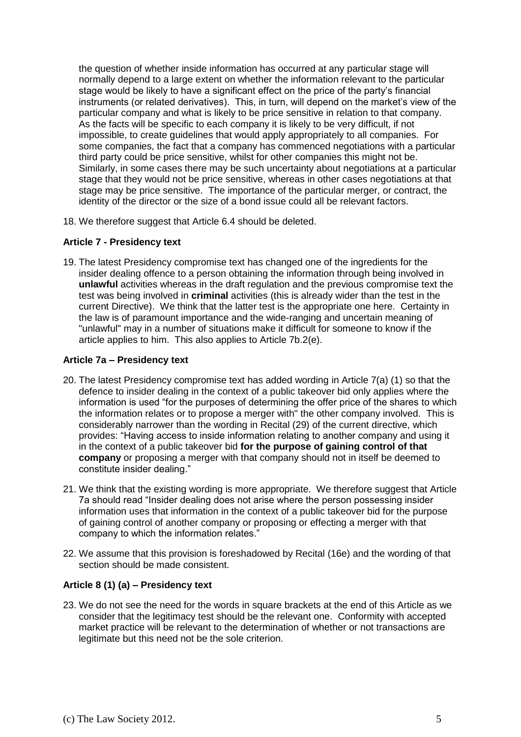the question of whether inside information has occurred at any particular stage will normally depend to a large extent on whether the information relevant to the particular stage would be likely to have a significant effect on the price of the party's financial instruments (or related derivatives). This, in turn, will depend on the market's view of the particular company and what is likely to be price sensitive in relation to that company. As the facts will be specific to each company it is likely to be very difficult, if not impossible, to create guidelines that would apply appropriately to all companies. For some companies, the fact that a company has commenced negotiations with a particular third party could be price sensitive, whilst for other companies this might not be. Similarly, in some cases there may be such uncertainty about negotiations at a particular stage that they would not be price sensitive, whereas in other cases negotiations at that stage may be price sensitive. The importance of the particular merger, or contract, the identity of the director or the size of a bond issue could all be relevant factors.

18. We therefore suggest that Article 6.4 should be deleted.

**Article 7 - Presidency text**

19. The latest Presidency compromise text has changed one of the ingredients for the insider dealing offence to a person obtaining the information through being involved in **unlawful** activities whereas in the draft regulation and the previous compromise text the test was being involved in **criminal** activities (this is already wider than the test in the current Directive). We think that the latter test is the appropriate one here. Certainty in the law is of paramount importance and the wide-ranging and uncertain meaning of "unlawful" may in a number of situations make it difficult for someone to know if the article applies to him. This also applies to Article 7b.2(e).

**Article 7a – Presidency text**

20. The latest Presidency compromise text has added wording in Article 7(a) (1) so that the defence to insider dealing in the context of a public takeover bid only applies where the information is used "for the purposes of determining the offer price of the shares to which the information relates or to propose a merger with" the other company involved. This is considerably narrower than the wording in Recital (29) of the current directive, which provides: "Having access to inside information relating to another company and using it in the context of a public takeover bid **for the purpose of gaining control of that company** or proposing a merger with that company should not in itself be deemed to constitute insider dealing."

21. We think that the existing wording is more appropriate. We therefore suggest that Article 7a should read "Insider dealing does not arise where the person possessing insider information uses that information in the context of a public takeover bid for the purpose of gaining control of another company or proposing or effecting a merger with that company to which the information relates."

22. We assume that this provision is foreshadowed by Recital (16e) and the wording of that section should be made consistent.

**Article 8 (1) (a) – Presidency text**

23. We do not see the need for the words in square brackets at the end of this Article as we consider that the legitimacy test should be the relevant one. Conformity with accepted market practice will be relevant to the determination of whether or not transactions are legitimate but this need not be the sole criterion.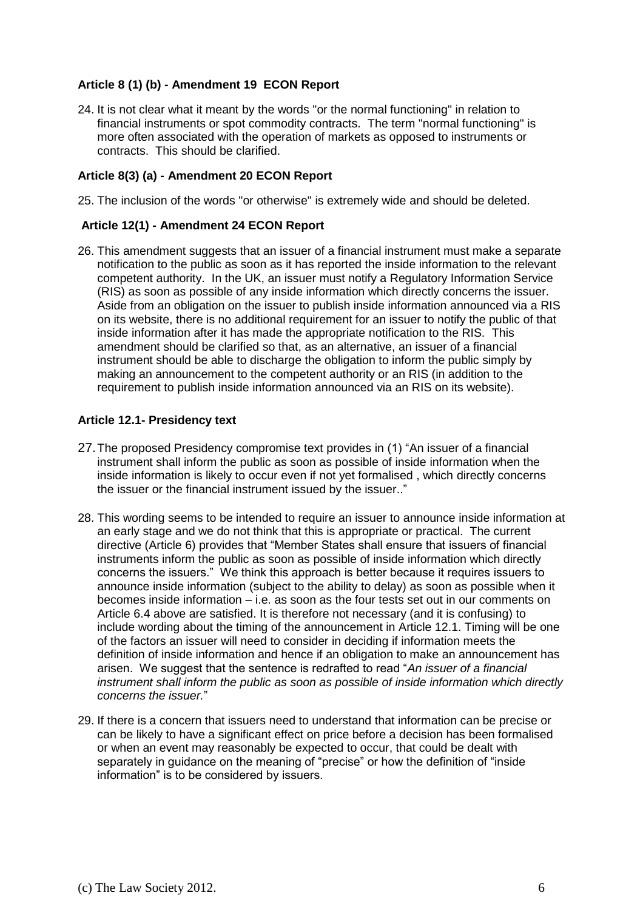### Article 8 (1) (b) - Amendment 19 ECON Report

24. It is not clear what it meant by the words "or the normal functioning" in relation to financial instruments or spot commodity contracts. The term "normal functioning" is more often associated with the operation of markets as opposed to instruments or contracts. This should be clarified.

### Article 8(3) (a) - Amendment 20 ECON Report

25. The inclusion of the words "or otherwise" is extremely wide and should be deleted.

### Article 12(1) - Amendment 24 ECON Report

26. This amendment suggests that an issuer of a financial instrument must make a separate notification to the public as soon as it has reported the inside information to the relevant competent authority. In the UK, an issuer must notify a Regulatory Information Service (RIS) as soon as possible of any inside information which directly concerns the issuer. Aside from an obligation on the issuer to publish inside information announced via a RIS on its website, there is no additional requirement for an issuer to notify the public of that inside information after it has made the appropriate notification to the RIS. This amendment should be clarified so that, as an alternative, an issuer of a financial instrument should be able to discharge the obligation to inform the public simply by making an announcement to the competent authority or an RIS (in addition to the requirement to publish inside information announced via an RIS on its website).

### Article 12.1- Presidency text

27. The proposed Presidency compromise text provides in (1) "An issuer of a financial instrument shall inform the public as soon as possible of inside information when the inside information is likely to occur even if not yet formalised , which directly concerns the issuer or the financial instrument issued by the issuer.."

28. This wording seems to be intended to require an issuer to announce inside information at an early stage and we do not think that this is appropriate or practical. The current directive (Article 6) provides that "Member States shall ensure that issuers of financial instruments inform the public as soon as possible of inside information which directly concerns the issuers." We think this approach is better because it requires issuers to announce inside information (subject to the ability to delay) as soon as possible when it becomes inside information – i.e. as soon as the four tests set out in our comments on Article 6.4 above are satisfied. It is therefore not necessary (and it is confusing) to include wording about the timing of the announcement in Article 12.1. Timing will be one of the factors an issuer will need to consider in deciding if information meets the definition of inside information and hence if an obligation to make an announcement has arisen. We suggest that the sentence is redrafted to read "*An issuer of a financial instrument shall inform the public as soon as possible of inside information which directly concerns the issuer.*"

29. If there is a concern that issuers need to understand that information can be precise or can be likely to have a significant effect on price before a decision has been formalised or when an event may reasonably be expected to occur, that could be dealt with separately in guidance on the meaning of "precise" or how the definition of "inside information" is to be considered by issuers.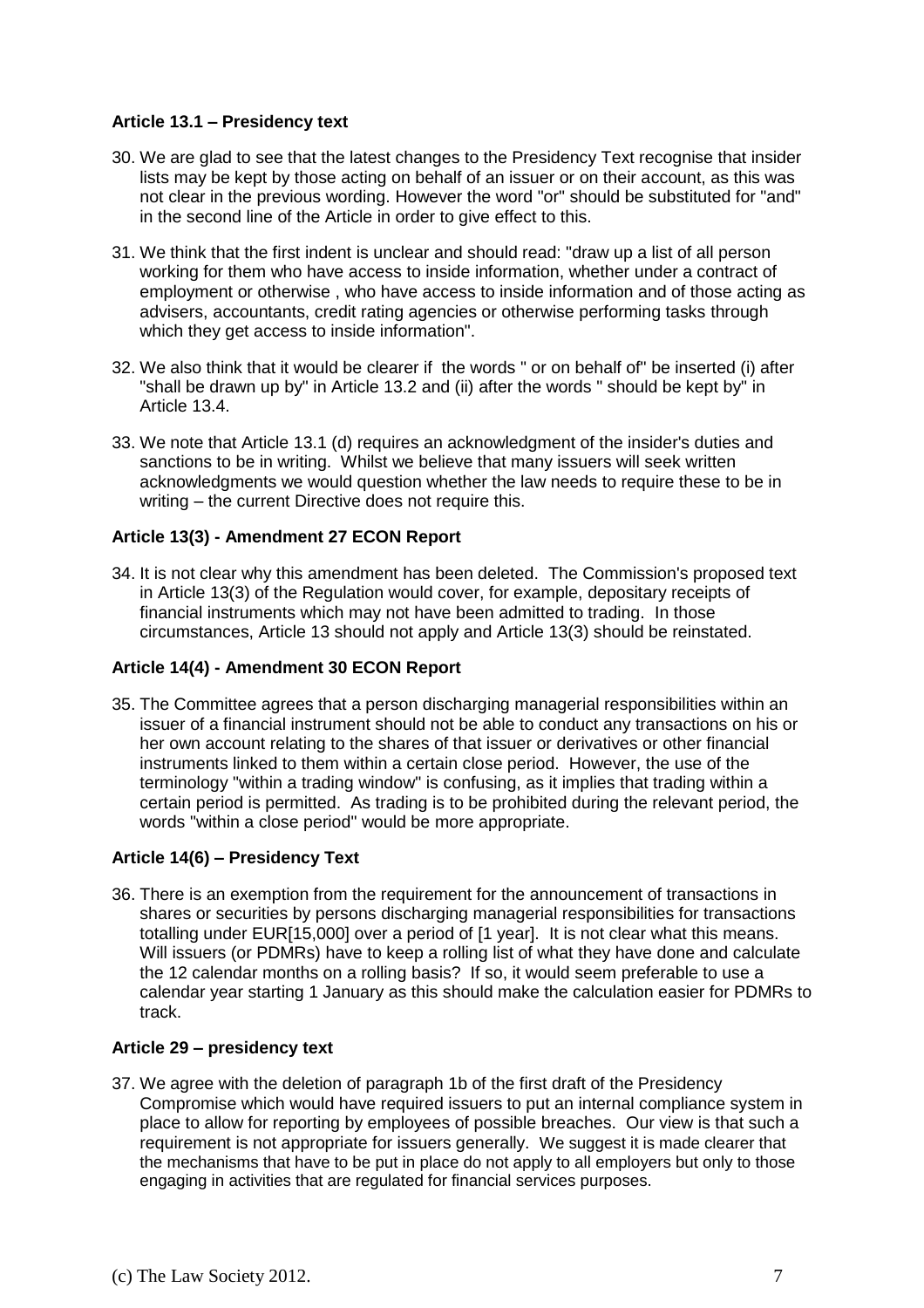**Article 13.1 – Presidency text**

30. We are glad to see that the latest changes to the Presidency Text recognise that insider lists may be kept by those acting on behalf of an issuer or on their account, as this was not clear in the previous wording. However the word "or" should be substituted for "and" in the second line of the Article in order to give effect to this.

31. We think that the first indent is unclear and should read: "draw up a list of all person working for them who have access to inside information, whether under a contract of employment or otherwise , who have access to inside information and of those acting as advisers, accountants, credit rating agencies or otherwise performing tasks through which they get access to inside information".

32. We also think that it would be clearer if the words " or on behalf of" be inserted (i) after "shall be drawn up by" in Article 13.2 and (ii) after the words " should be kept by" in Article 13.4.

33. We note that Article 13.1 (d) requires an acknowledgment of the insider's duties and sanctions to be in writing. Whilst we believe that many issuers will seek written acknowledgments we would question whether the law needs to require these to be in writing – the current Directive does not require this.

**Article 13(3) - Amendment 27 ECON Report**

34. It is not clear why this amendment has been deleted. The Commission's proposed text in Article 13(3) of the Regulation would cover, for example, depositary receipts of financial instruments which may not have been admitted to trading. In those circumstances, Article 13 should not apply and Article 13(3) should be reinstated.

**Article 14(4) - Amendment 30 ECON Report**

35. The Committee agrees that a person discharging managerial responsibilities within an issuer of a financial instrument should not be able to conduct any transactions on his or her own account relating to the shares of that issuer or derivatives or other financial instruments linked to them within a certain close period. However, the use of the terminology "within a trading window" is confusing, as it implies that trading within a certain period is permitted. As trading is to be prohibited during the relevant period, the words "within a close period" would be more appropriate.

**Article 14(6) – Presidency Text**

36. There is an exemption from the requirement for the announcement of transactions in shares or securities by persons discharging managerial responsibilities for transactions totalling under EUR[15,000] over a period of [1 year]. It is not clear what this means. Will issuers (or PDMRs) have to keep a rolling list of what they have done and calculate the 12 calendar months on a rolling basis? If so, it would seem preferable to use a calendar year starting 1 January as this should make the calculation easier for PDMRs to track.

**Article 29 – presidency text**

37. We agree with the deletion of paragraph 1b of the first draft of the Presidency Compromise which would have required issuers to put an internal compliance system in place to allow for reporting by employees of possible breaches. Our view is that such a requirement is not appropriate for issuers generally. We suggest it is made clearer that the mechanisms that have to be put in place do not apply to all employers but only to those engaging in activities that are regulated for financial services purposes.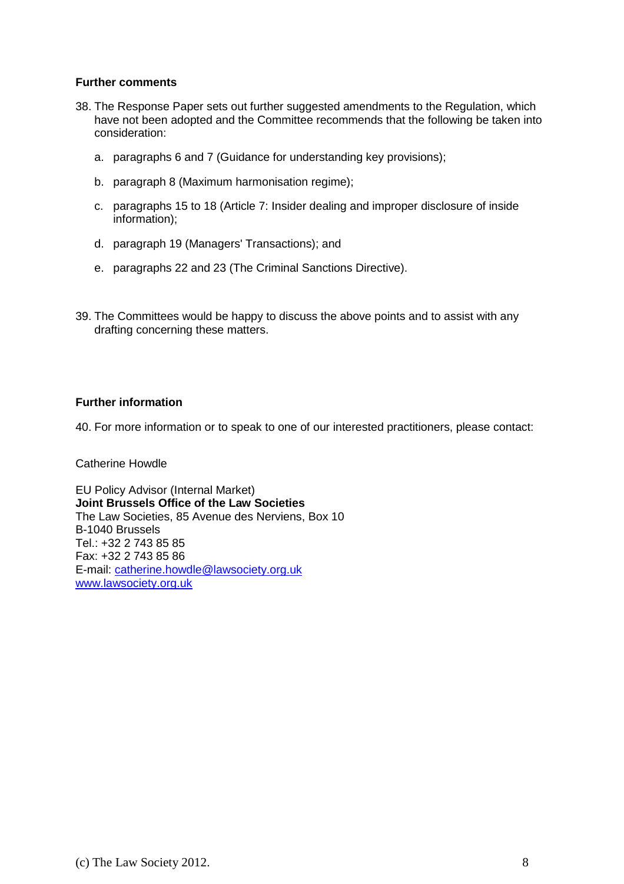**Further comments**

38. The Response Paper sets out further suggested amendments to the Regulation, which have not been adopted and the Committee recommends that the following be taken into consideration:

    a. paragraphs 6 and 7 (Guidance for understanding key provisions);

    b. paragraph 8 (Maximum harmonisation regime);

    c. paragraphs 15 to 18 (Article 7: Insider dealing and improper disclosure of inside information);

    d. paragraph 19 (Managers' Transactions); and

    e. paragraphs 22 and 23 (The Criminal Sanctions Directive).

39. The Committees would be happy to discuss the above points and to assist with any drafting concerning these matters.

**Further information**

40. For more information or to speak to one of our interested practitioners, please contact:

Catherine Howdle

EU Policy Advisor (Internal Market)
**Joint Brussels Office of the Law Societies**
The Law Societies, 85 Avenue des Nerviens, Box 10
B-1040 Brussels
Tel.: +32 2 743 85 85
Fax: +32 2 743 85 86
E-mail: catherine.howdle@lawsociety.org.uk
www.lawsociety.org.uk

(c) The Law Society 2012.